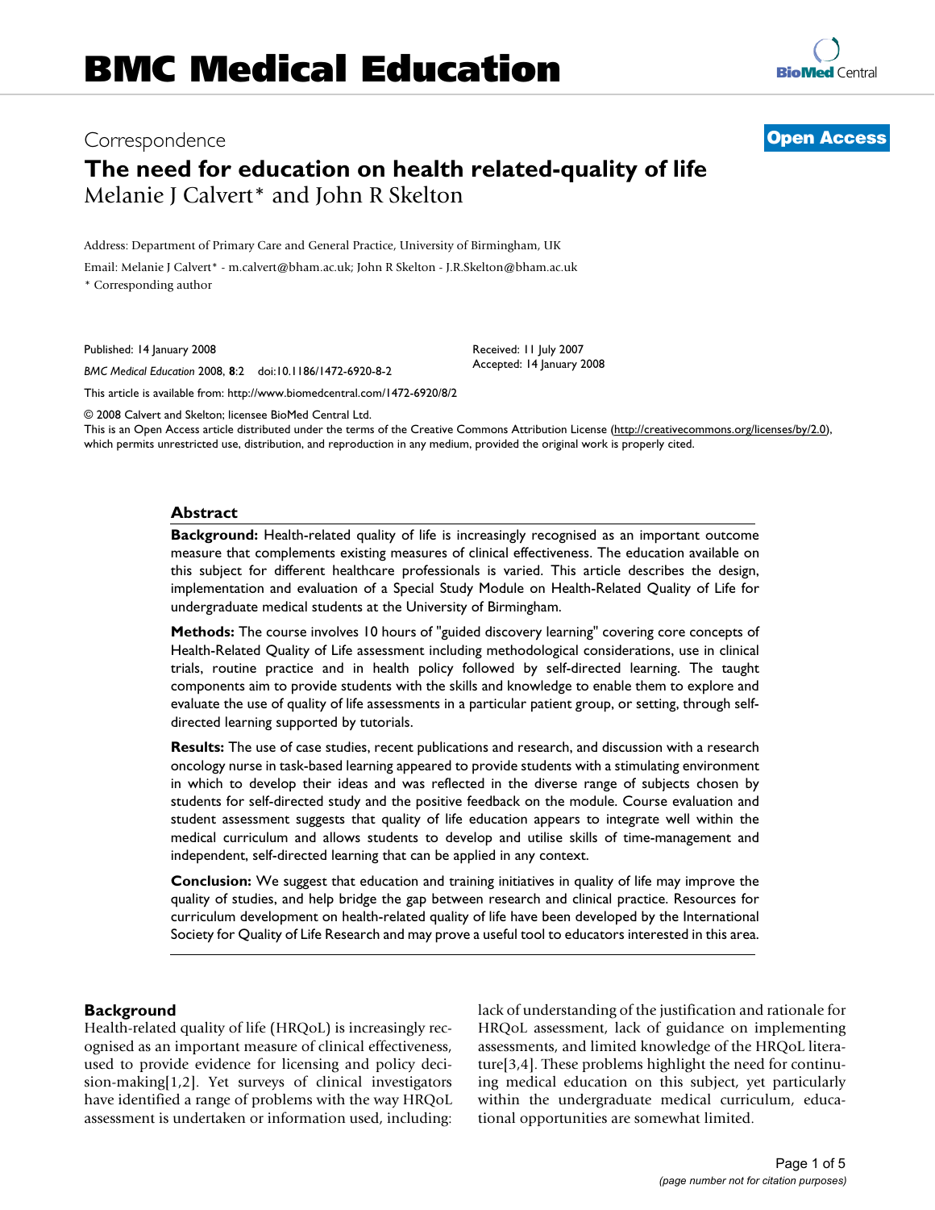# BMC Medical Education

Correspondence

**Open Access**

# The need for education on health related-quality of life

Melanie J Calvert* and John R Skelton

Address: Department of Primary Care and General Practice, University of Birmingham, UK

Email: Melanie J Calvert* - m.calvert@bham.ac.uk; John R Skelton - J.R.Skelton@bham.ac.uk

* Corresponding author

Published: 14 January 2008

*BMC Medical Education* 2008, **8**:2 doi:10.1186/1472-6920-8-2

Received: 11 July 2007
Accepted: 14 January 2008

This article is available from: http://www.biomedcentral.com/1472-6920/8/2

© 2008 Calvert and Skelton; licensee BioMed Central Ltd.
This is an Open Access article distributed under the terms of the Creative Commons Attribution License (http://creativecommons.org/licenses/by/2.0), which permits unrestricted use, distribution, and reproduction in any medium, provided the original work is properly cited.

## Abstract

**Background:** Health-related quality of life is increasingly recognised as an important outcome measure that complements existing measures of clinical effectiveness. The education available on this subject for different healthcare professionals is varied. This article describes the design, implementation and evaluation of a Special Study Module on Health-Related Quality of Life for undergraduate medical students at the University of Birmingham.

**Methods:** The course involves 10 hours of "guided discovery learning" covering core concepts of Health-Related Quality of Life assessment including methodological considerations, use in clinical trials, routine practice and in health policy followed by self-directed learning. The taught components aim to provide students with the skills and knowledge to enable them to explore and evaluate the use of quality of life assessments in a particular patient group, or setting, through self-directed learning supported by tutorials.

**Results:** The use of case studies, recent publications and research, and discussion with a research oncology nurse in task-based learning appeared to provide students with a stimulating environment in which to develop their ideas and was reflected in the diverse range of subjects chosen by students for self-directed study and the positive feedback on the module. Course evaluation and student assessment suggests that quality of life education appears to integrate well within the medical curriculum and allows students to develop and utilise skills of time-management and independent, self-directed learning that can be applied in any context.

**Conclusion:** We suggest that education and training initiatives in quality of life may improve the quality of studies, and help bridge the gap between research and clinical practice. Resources for curriculum development on health-related quality of life have been developed by the International Society for Quality of Life Research and may prove a useful tool to educators interested in this area.

## Background

Health-related quality of life (HRQoL) is increasingly recognised as an important measure of clinical effectiveness, used to provide evidence for licensing and policy decision-making[1,2]. Yet surveys of clinical investigators have identified a range of problems with the way HRQoL assessment is undertaken or information used, including: lack of understanding of the justification and rationale for HRQoL assessment, lack of guidance on implementing assessments, and limited knowledge of the HRQoL literature[3,4]. These problems highlight the need for continuing medical education on this subject, yet particularly within the undergraduate medical curriculum, educational opportunities are somewhat limited.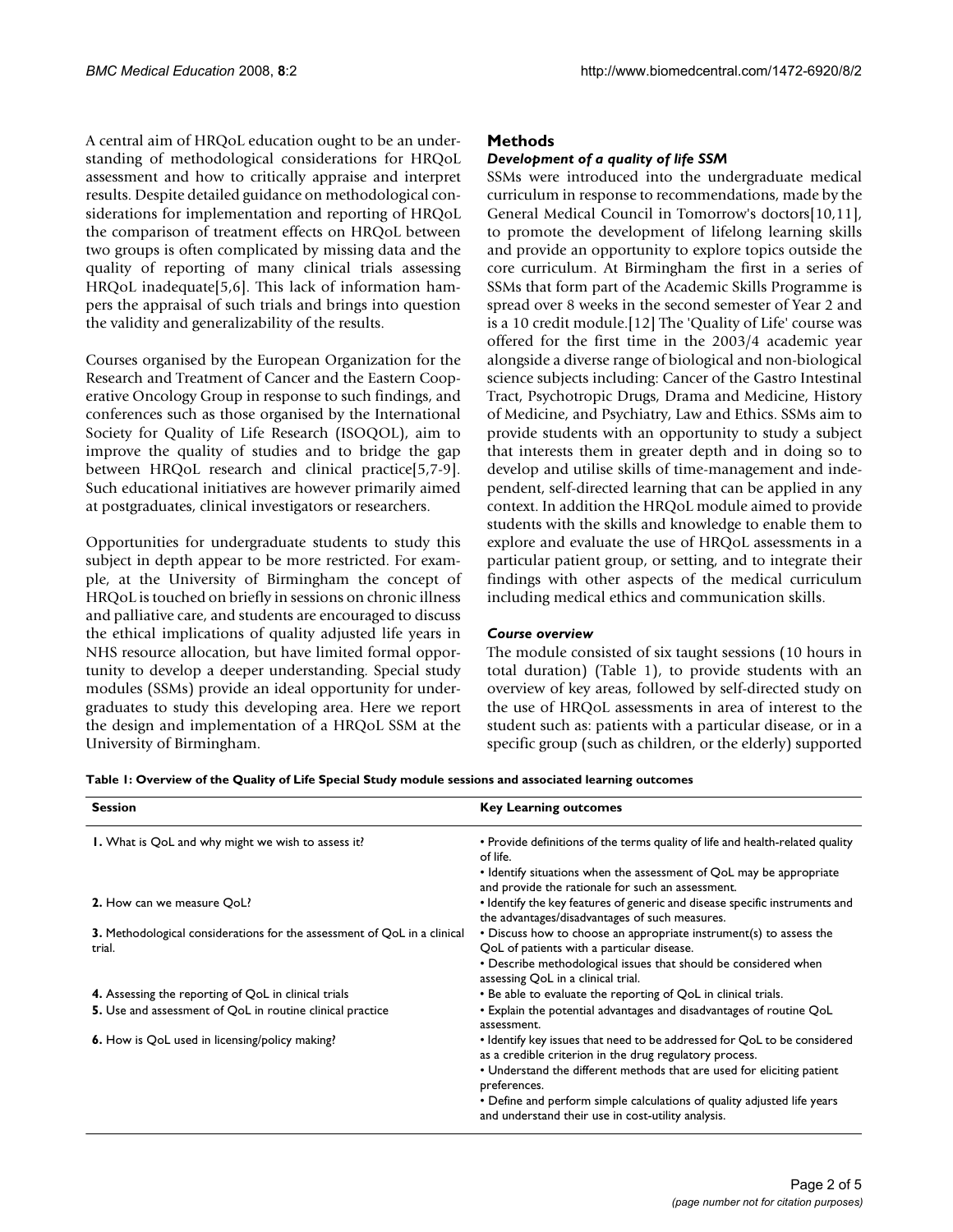A central aim of HRQoL education ought to be an understanding of methodological considerations for HRQoL assessment and how to critically appraise and interpret results. Despite detailed guidance on methodological considerations for implementation and reporting of HRQoL the comparison of treatment effects on HRQoL between two groups is often complicated by missing data and the quality of reporting of many clinical trials assessing HRQoL inadequate[5,6]. This lack of information hampers the appraisal of such trials and brings into question the validity and generalizability of the results.

Courses organised by the European Organization for the Research and Treatment of Cancer and the Eastern Cooperative Oncology Group in response to such findings, and conferences such as those organised by the International Society for Quality of Life Research (ISOQOL), aim to improve the quality of studies and to bridge the gap between HRQoL research and clinical practice[5,7-9]. Such educational initiatives are however primarily aimed at postgraduates, clinical investigators or researchers.

Opportunities for undergraduate students to study this subject in depth appear to be more restricted. For example, at the University of Birmingham the concept of HRQoL is touched on briefly in sessions on chronic illness and palliative care, and students are encouraged to discuss the ethical implications of quality adjusted life years in NHS resource allocation, but have limited formal opportunity to develop a deeper understanding. Special study modules (SSMs) provide an ideal opportunity for undergraduates to study this developing area. Here we report the design and implementation of a HRQoL SSM at the University of Birmingham.

## Methods

### *Development of a quality of life SSM*

SSMs were introduced into the undergraduate medical curriculum in response to recommendations, made by the General Medical Council in Tomorrow's doctors[10,11], to promote the development of lifelong learning skills and provide an opportunity to explore topics outside the core curriculum. At Birmingham the first in a series of SSMs that form part of the Academic Skills Programme is spread over 8 weeks in the second semester of Year 2 and is a 10 credit module.[12] The 'Quality of Life' course was offered for the first time in the 2003/4 academic year alongside a diverse range of biological and non-biological science subjects including: Cancer of the Gastro Intestinal Tract, Psychotropic Drugs, Drama and Medicine, History of Medicine, and Psychiatry, Law and Ethics. SSMs aim to provide students with an opportunity to study a subject that interests them in greater depth and in doing so to develop and utilise skills of time-management and independent, self-directed learning that can be applied in any context. In addition the HRQoL module aimed to provide students with the skills and knowledge to enable them to explore and evaluate the use of HRQoL assessments in a particular patient group, or setting, and to integrate their findings with other aspects of the medical curriculum including medical ethics and communication skills.

### *Course overview*

The module consisted of six taught sessions (10 hours in total duration) (Table 1), to provide students with an overview of key areas, followed by self-directed study on the use of HRQoL assessments in area of interest to the student such as: patients with a particular disease, or in a specific group (such as children, or the elderly) supported

**Table 1: Overview of the Quality of Life Special Study module sessions and associated learning outcomes**

| Session | Key Learning outcomes |
|---|---|
| **1.** What is QoL and why might we wish to assess it? | • Provide definitions of the terms quality of life and health-related quality of life.<br>• Identify situations when the assessment of QoL may be appropriate and provide the rationale for such an assessment. |
| **2.** How can we measure QoL? | • Identify the key features of generic and disease specific instruments and the advantages/disadvantages of such measures. |
| **3.** Methodological considerations for the assessment of QoL in a clinical trial. | • Discuss how to choose an appropriate instrument(s) to assess the QoL of patients with a particular disease.<br>• Describe methodological issues that should be considered when assessing QoL in a clinical trial. |
| **4.** Assessing the reporting of QoL in clinical trials | • Be able to evaluate the reporting of QoL in clinical trials. |
| **5.** Use and assessment of QoL in routine clinical practice | • Explain the potential advantages and disadvantages of routine QoL assessment. |
| **6.** How is QoL used in licensing/policy making? | • Identify key issues that need to be addressed for QoL to be considered as a credible criterion in the drug regulatory process.<br>• Understand the different methods that are used for eliciting patient preferences.<br>• Define and perform simple calculations of quality adjusted life years and understand their use in cost-utility analysis. |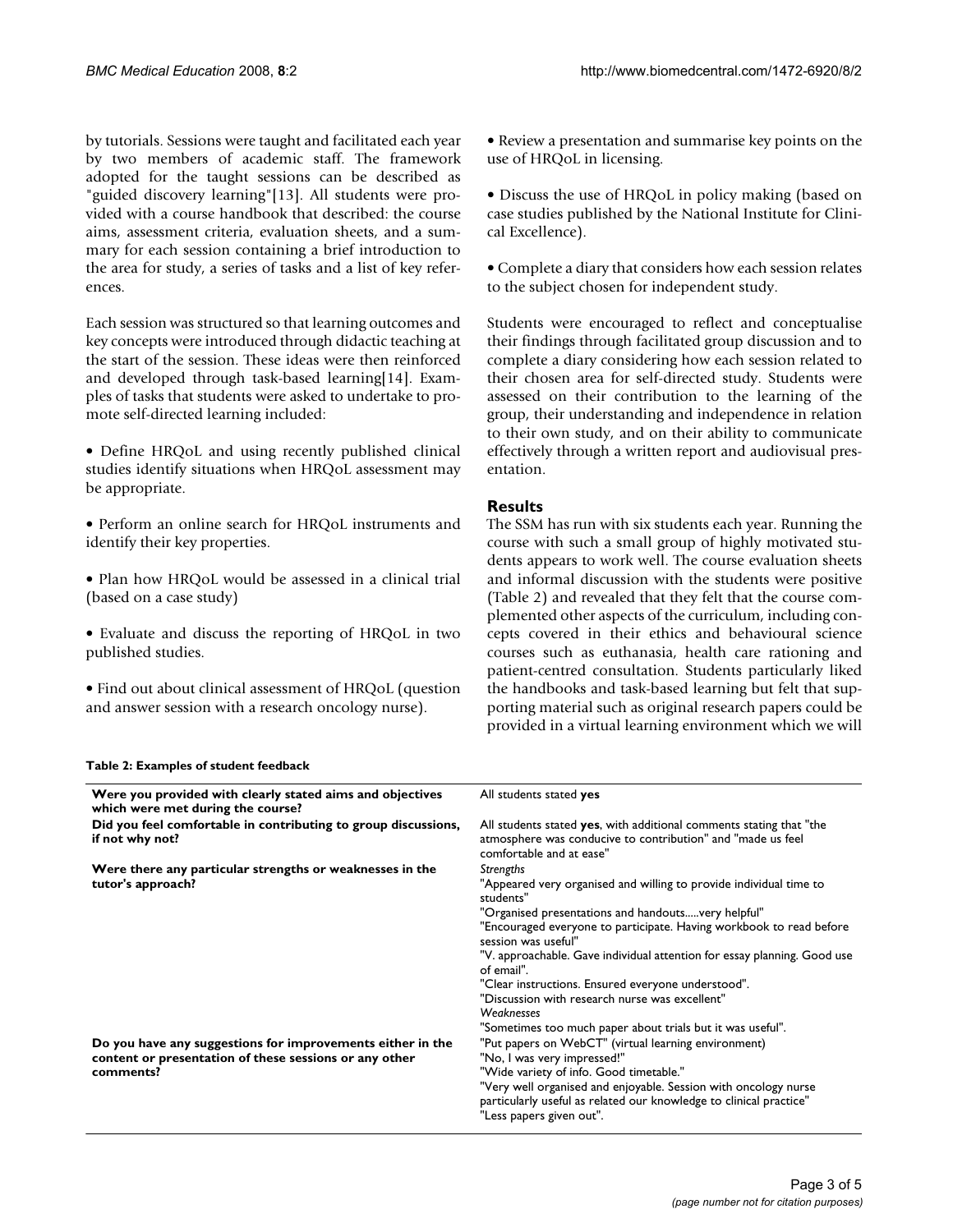by tutorials. Sessions were taught and facilitated each year by two members of academic staff. The framework adopted for the taught sessions can be described as "guided discovery learning"[13]. All students were provided with a course handbook that described: the course aims, assessment criteria, evaluation sheets, and a summary for each session containing a brief introduction to the area for study, a series of tasks and a list of key references.

Each session was structured so that learning outcomes and key concepts were introduced through didactic teaching at the start of the session. These ideas were then reinforced and developed through task-based learning[14]. Examples of tasks that students were asked to undertake to promote self-directed learning included:

• Define HRQoL and using recently published clinical studies identify situations when HRQoL assessment may be appropriate.

• Perform an online search for HRQoL instruments and identify their key properties.

• Plan how HRQoL would be assessed in a clinical trial (based on a case study)

• Evaluate and discuss the reporting of HRQoL in two published studies.

• Find out about clinical assessment of HRQoL (question and answer session with a research oncology nurse).

• Review a presentation and summarise key points on the use of HRQoL in licensing.

• Discuss the use of HRQoL in policy making (based on case studies published by the National Institute for Clinical Excellence).

• Complete a diary that considers how each session relates to the subject chosen for independent study.

Students were encouraged to reflect and conceptualise their findings through facilitated group discussion and to complete a diary considering how each session related to their chosen area for self-directed study. Students were assessed on their contribution to the learning of the group, their understanding and independence in relation to their own study, and on their ability to communicate effectively through a written report and audiovisual presentation.

## Results

The SSM has run with six students each year. Running the course with such a small group of highly motivated students appears to work well. The course evaluation sheets and informal discussion with the students were positive (Table 2) and revealed that they felt that the course complemented other aspects of the curriculum, including concepts covered in their ethics and behavioural science courses such as euthanasia, health care rationing and patient-centred consultation. Students particularly liked the handbooks and task-based learning but felt that supporting material such as original research papers could be provided in a virtual learning environment which we will

**Table 2: Examples of student feedback**

| | |
|---|---|
| **Were you provided with clearly stated aims and objectives which were met during the course?** | All students stated **yes** |
| **Did you feel comfortable in contributing to group discussions, if not why not?** | All students stated **yes**, with additional comments stating that "the atmosphere was conducive to contribution" and "made us feel comfortable and at ease" |
| **Were there any particular strengths or weaknesses in the tutor's approach?** | *Strengths*<br>"Appeared very organised and willing to provide individual time to students"<br>"Organised presentations and handouts.....very helpful"<br>"Encouraged everyone to participate. Having workbook to read before session was useful"<br>"V. approachable. Gave individual attention for essay planning. Good use of email".<br>"Clear instructions. Ensured everyone understood".<br>"Discussion with research nurse was excellent"<br>*Weaknesses*<br>"Sometimes too much paper about trials but it was useful". |
| **Do you have any suggestions for improvements either in the content or presentation of these sessions or any other comments?** | "Put papers on WebCT" (virtual learning environment)<br>"No, I was very impressed!"<br>"Wide variety of info. Good timetable."<br>"Very well organised and enjoyable. Session with oncology nurse particularly useful as related our knowledge to clinical practice"<br>"Less papers given out". |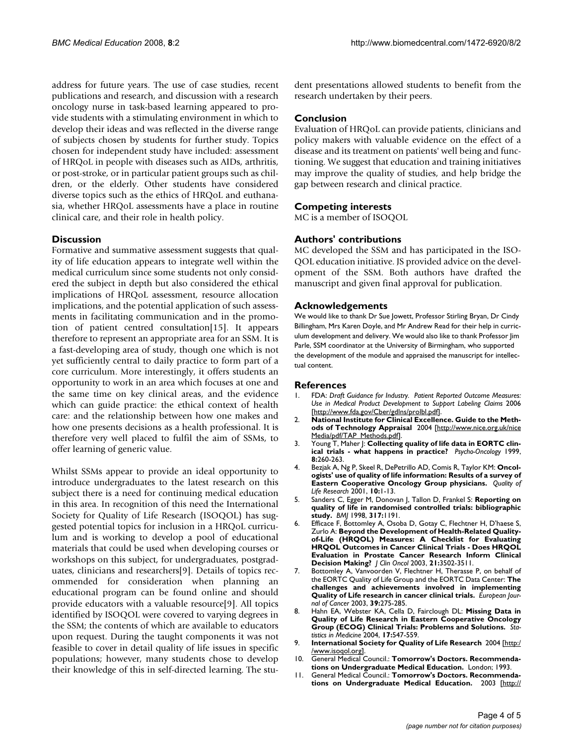address for future years. The use of case studies, recent publications and research, and discussion with a research oncology nurse in task-based learning appeared to provide students with a stimulating environment in which to develop their ideas and was reflected in the diverse range of subjects chosen by students for further study. Topics chosen for independent study have included: assessment of HRQoL in people with diseases such as AIDs, arthritis, or post-stroke, or in particular patient groups such as children, or the elderly. Other students have considered diverse topics such as the ethics of HRQoL and euthanasia, whether HRQoL assessments have a place in routine clinical care, and their role in health policy.

## Discussion

Formative and summative assessment suggests that quality of life education appears to integrate well within the medical curriculum since some students not only considered the subject in depth but also considered the ethical implications of HRQoL assessment, resource allocation implications, and the potential application of such assessments in facilitating communication and in the promotion of patient centred consultation[15]. It appears therefore to represent an appropriate area for an SSM. It is a fast-developing area of study, though one which is not yet sufficiently central to daily practice to form part of a core curriculum. More interestingly, it offers students an opportunity to work in an area which focuses at one and the same time on key clinical areas, and the evidence which can guide practice: the ethical context of health care: and the relationship between how one makes and how one presents decisions as a health professional. It is therefore very well placed to fulfil the aim of SSMs, to offer learning of generic value.

Whilst SSMs appear to provide an ideal opportunity to introduce undergraduates to the latest research on this subject there is a need for continuing medical education in this area. In recognition of this need the International Society for Quality of Life Research (ISOQOL) has suggested potential topics for inclusion in a HRQoL curriculum and is working to develop a pool of educational materials that could be used when developing courses or workshops on this subject, for undergraduates, postgraduates, clinicians and researchers[9]. Details of topics recommended for consideration when planning an educational program can be found online and should provide educators with a valuable resource[9]. All topics identified by ISOQOL were covered to varying degrees in the SSM; the contents of which are available to educators upon request. During the taught components it was not feasible to cover in detail quality of life issues in specific populations; however, many students chose to develop their knowledge of this in self-directed learning. The student presentations allowed students to benefit from the research undertaken by their peers.

## Conclusion

Evaluation of HRQoL can provide patients, clinicians and policy makers with valuable evidence on the effect of a disease and its treatment on patients' well being and functioning. We suggest that education and training initiatives may improve the quality of studies, and help bridge the gap between research and clinical practice.

## Competing interests

MC is a member of ISOQOL

## Authors' contributions

MC developed the SSM and has participated in the ISOQOL education initiative. JS provided advice on the development of the SSM. Both authors have drafted the manuscript and given final approval for publication.

## Acknowledgements

We would like to thank Dr Sue Jowett, Professor Stirling Bryan, Dr Cindy Billingham, Mrs Karen Doyle, and Mr Andrew Read for their help in curriculum development and delivery. We would also like to thank Professor Jim Parle, SSM coordinator at the University of Birmingham, who supported the development of the module and appraised the manuscript for intellectual content.

## References

1. FDA: *Draft Guidance for Industry. Patient Reported Outcome Measures: Use in Medical Product Development to Support Labeling Claims* 2006 [http://www.fda.gov/Cber/gdlns/prolbl.pdf].
2. **National Institute for Clinical Excellence. Guide to the Methods of Technology Appraisal** 2004 [http://www.nice.org.uk/niceMedia/pdf/TAP_Methods.pdf].
3. Young T, Maher J: **Collecting quality of life data in EORTC clinical trials - what happens in practice?** *Psycho-Oncology* 1999, **8:**260-263.
4. Bezjak A, Ng P, Skeel R, DePetrillo AD, Comis R, Taylor KM: **Oncologists' use of quality of life information: Results of a survey of Eastern Cooperative Oncology Group physicians.** *Quality of Life Research* 2001, **10:**1-13.
5. Sanders C, Egger M, Donovan J, Tallon D, Frankel S: **Reporting on quality of life in randomised controlled trials: bibliographic study.** *BMJ* 1998, **317:**1191.
6. Efficace F, Bottomley A, Osoba D, Gotay C, Flechtner H, D'haese S, Zurlo A: **Beyond the Development of Health-Related Quality-of-Life (HRQOL) Measures: A Checklist for Evaluating HRQOL Outcomes in Cancer Clinical Trials - Does HRQOL Evaluation in Prostate Cancer Research Inform Clinical Decision Making?** *J Clin Oncol* 2003, **21:**3502-3511.
7. Bottomley A, Vanvoorden V, Flechtner H, Therasse P, on behalf of the EORTC Quality of Life Group and the EORTC Data Center: **The challenges and achievements involved in implementing Quality of Life research in cancer clinical trials.** *European Journal of Cancer* 2003, **39:**275-285.
8. Hahn EA, Webster KA, Cella D, Fairclough DL: **Missing Data in Quality of Life Research in Eastern Cooperative Oncology Group (ECOG) Clinical Trials: Problems and Solutions.** *Statistics in Medicine* 2004, **17:**547-559.
9. **International Society for Quality of Life Research** 2004 [http://www.isoqol.org].
10. General Medical Council.: **Tomorrow's Doctors. Recommendations on Undergraduate Medical Education.** London; 1993.
11. General Medical Council.: **Tomorrow's Doctors. Recommendations on Undergraduate Medical Education.** 2003 [http://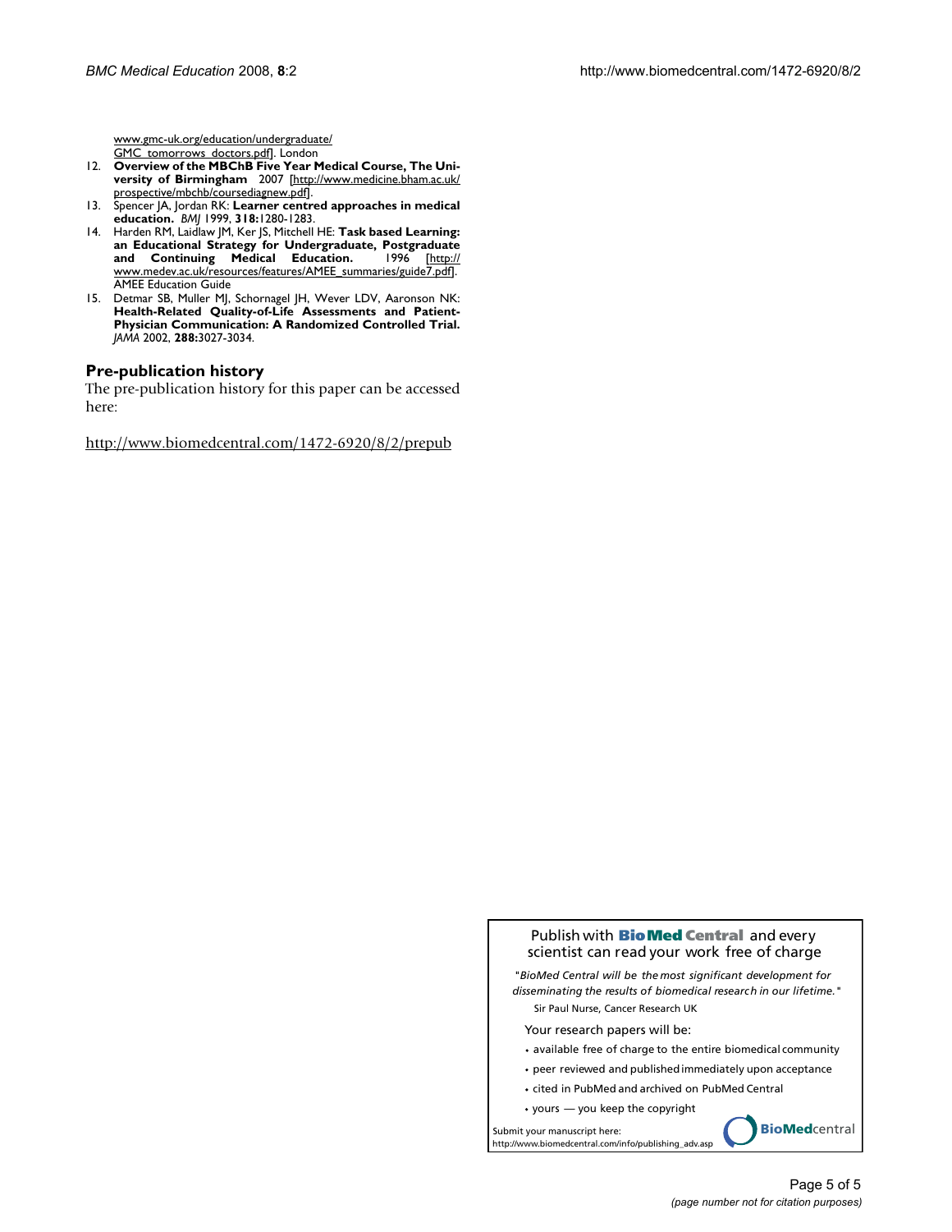www.gmc-uk.org/education/undergraduate/GMC_tomorrows_doctors.pdf]. London

12. **Overview of the MBChB Five Year Medical Course, The University of Birmingham** 2007 [http://www.medicine.bham.ac.uk/prospective/mbchb/coursediagnew.pdf].
13. Spencer JA, Jordan RK: **Learner centred approaches in medical education.** *BMJ* 1999, **318:**1280-1283.
14. Harden RM, Laidlaw JM, Ker JS, Mitchell HE: **Task based Learning: an Educational Strategy for Undergraduate, Postgraduate and Continuing Medical Education.** 1996 [http://www.medev.ac.uk/resources/features/AMEE_summaries/guide7.pdf]. AMEE Education Guide
15. Detmar SB, Muller MJ, Schornagel JH, Wever LDV, Aaronson NK: **Health-Related Quality-of-Life Assessments and Patient-Physician Communication: A Randomized Controlled Trial.** *JAMA* 2002, **288:**3027-3034.

## Pre-publication history

The pre-publication history for this paper can be accessed here:

http://www.biomedcentral.com/1472-6920/8/2/prepub

Publish with **BioMed Central** and every scientist can read your work free of charge

*"BioMed Central will be the most significant development for disseminating the results of biomedical research in our lifetime."*
Sir Paul Nurse, Cancer Research UK

Your research papers will be:

- available free of charge to the entire biomedical community
- peer reviewed and published immediately upon acceptance
- cited in PubMed and archived on PubMed Central
- yours — you keep the copyright

Submit your manuscript here:
http://www.biomedcentral.com/info/publishing_adv.asp

**BioMed**central